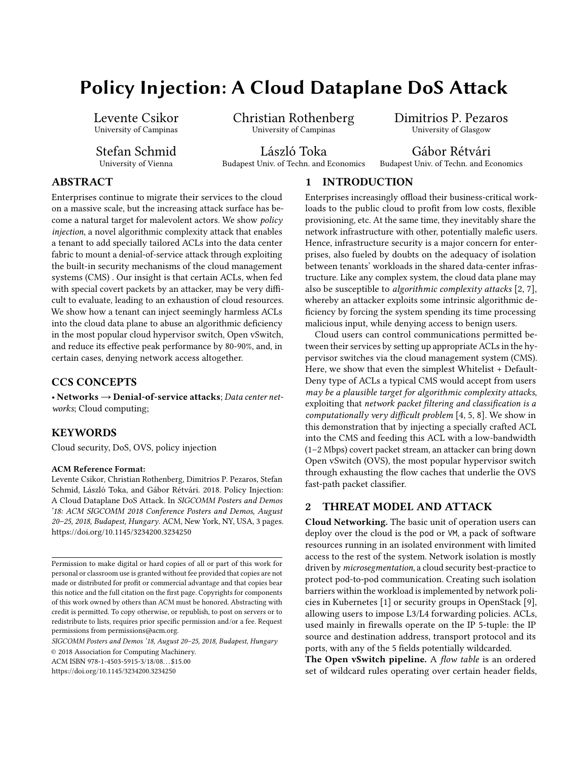# Policy Injection: A Cloud Dataplane DoS Attack

Levente Csikor
University of Campinas

Christian Rothenberg
University of Campinas

Dimitrios P. Pezaros
University of Glasgow

Stefan Schmid
University of Vienna

László Toka
Budapest Univ. of Techn. and Economics

Gábor Rétvári
Budapest Univ. of Techn. and Economics

## ABSTRACT

Enterprises continue to migrate their services to the cloud on a massive scale, but the increasing attack surface has become a natural target for malevolent actors. We show *policy injection*, a novel algorithmic complexity attack that enables a tenant to add specially tailored ACLs into the data center fabric to mount a denial-of-service attack through exploiting the built-in security mechanisms of the cloud management systems (CMS) . Our insight is that certain ACLs, when fed with special covert packets by an attacker, may be very difficult to evaluate, leading to an exhaustion of cloud resources. We show how a tenant can inject seemingly harmless ACLs into the cloud data plane to abuse an algorithmic deficiency in the most popular cloud hypervisor switch, Open vSwitch, and reduce its effective peak performance by 80-90%, and, in certain cases, denying network access altogether.

## CCS CONCEPTS

• **Networks → Denial-of-service attacks**; *Data center networks*; Cloud computing;

## KEYWORDS

Cloud security, DoS, OVS, policy injection

**ACM Reference Format:**
Levente Csikor, Christian Rothenberg, Dimitrios P. Pezaros, Stefan Schmid, László Toka, and Gábor Rétvári. 2018. Policy Injection: A Cloud Dataplane DoS Attack. In *SIGCOMM Posters and Demos '18: ACM SIGCOMM 2018 Conference Posters and Demos, August 20–25, 2018, Budapest, Hungary*. ACM, New York, NY, USA, 3 pages. https://doi.org/10.1145/3234200.3234250

Permission to make digital or hard copies of all or part of this work for personal or classroom use is granted without fee provided that copies are not made or distributed for profit or commercial advantage and that copies bear this notice and the full citation on the first page. Copyrights for components of this work owned by others than ACM must be honored. Abstracting with credit is permitted. To copy otherwise, or republish, to post on servers or to redistribute to lists, requires prior specific permission and/or a fee. Request permissions from permissions@acm.org.

*SIGCOMM Posters and Demos '18, August 20–25, 2018, Budapest, Hungary*
© 2018 Association for Computing Machinery.
ACM ISBN 978-1-4503-5915-3/18/08...$15.00
https://doi.org/10.1145/3234200.3234250

## 1 INTRODUCTION

Enterprises increasingly offload their business-critical workloads to the public cloud to profit from low costs, flexible provisioning, etc. At the same time, they inevitably share the network infrastructure with other, potentially malefic users. Hence, infrastructure security is a major concern for enterprises, also fueled by doubts on the adequacy of isolation between tenants' workloads in the shared data-center infrastructure. Like any complex system, the cloud data plane may also be susceptible to *algorithmic complexity attacks* [2, 7], whereby an attacker exploits some intrinsic algorithmic deficiency by forcing the system spending its time processing malicious input, while denying access to benign users.

Cloud users can control communications permitted between their services by setting up appropriate ACLs in the hypervisor switches via the cloud management system (CMS). Here, we show that even the simplest Whitelist + Default-Deny type of ACLs a typical CMS would accept from users *may be a plausible target for algorithmic complexity attacks*, exploiting that *network packet filtering and classification is a computationally very difficult problem* [4, 5, 8]. We show in this demonstration that by injecting a specially crafted ACL into the CMS and feeding this ACL with a low-bandwidth (1–2 Mbps) covert packet stream, an attacker can bring down Open vSwitch (OVS), the most popular hypervisor switch through exhausting the flow caches that underlie the OVS fast-path packet classifier.

## 2 THREAT MODEL AND ATTACK

**Cloud Networking.** The basic unit of operation users can deploy over the cloud is the pod or VM, a pack of software resources running in an isolated environment with limited access to the rest of the system. Network isolation is mostly driven by *microsegmentation*, a cloud security best-practice to protect pod-to-pod communication. Creating such isolation barriers within the workload is implemented by network policies in Kubernetes [1] or security groups in OpenStack [9], allowing users to impose L3/L4 forwarding policies. ACLs, used mainly in firewalls operate on the IP 5-tuple: the IP source and destination address, transport protocol and its ports, with any of the 5 fields potentially wildcarded.

**The Open vSwitch pipeline.** A *flow table* is an ordered set of wildcard rules operating over certain header fields,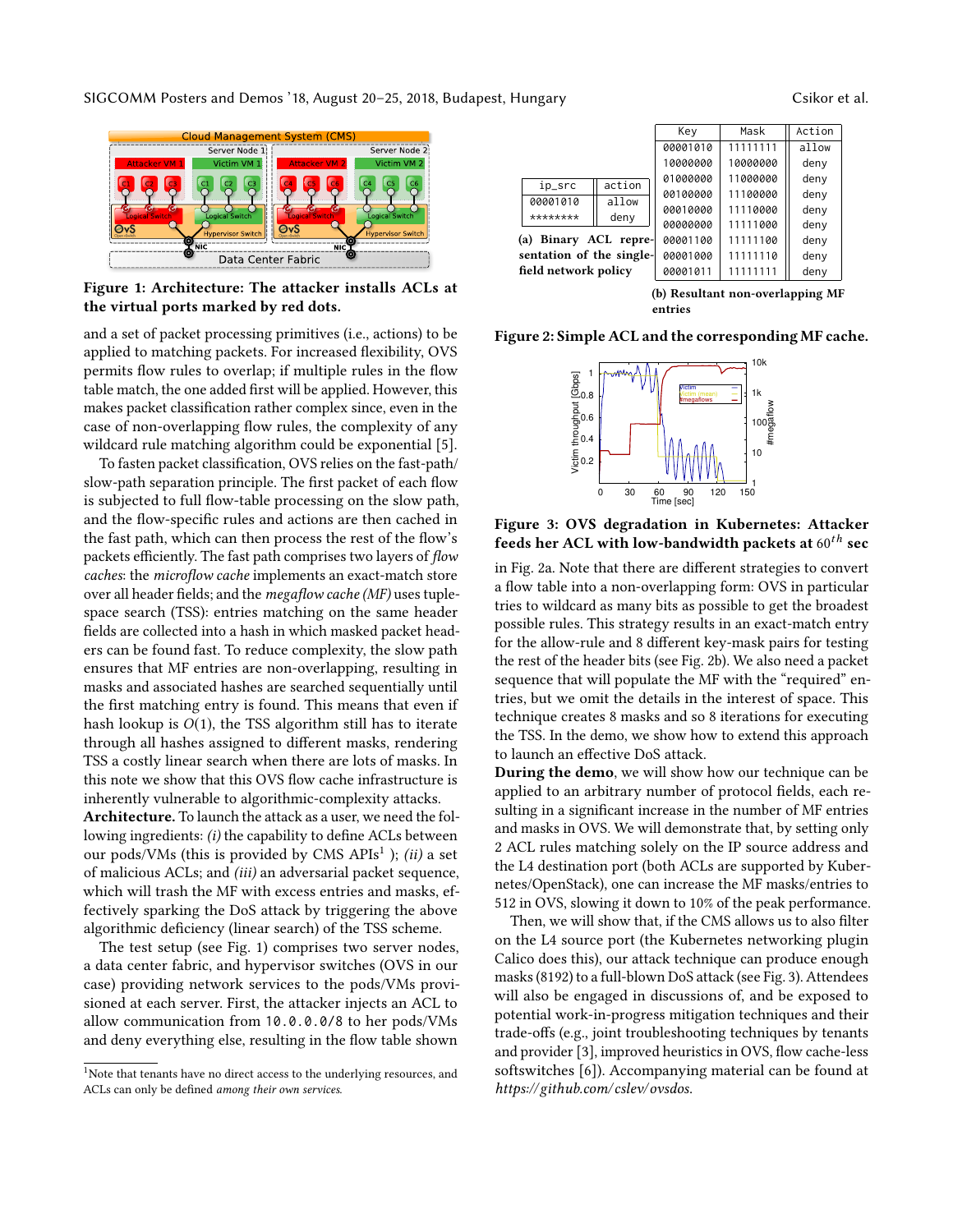Figure 1: Architecture: The attacker installs ACLs at the virtual ports marked by red dots.

and a set of packet processing primitives (i.e., actions) to be applied to matching packets. For increased flexibility, OVS permits flow rules to overlap; if multiple rules in the flow table match, the one added first will be applied. However, this makes packet classification rather complex since, even in the case of non-overlapping flow rules, the complexity of any wildcard rule matching algorithm could be exponential [5].

To fasten packet classification, OVS relies on the fast-path/slow-path separation principle. The first packet of each flow is subjected to full flow-table processing on the slow path, and the flow-specific rules and actions are then cached in the fast path, which can then process the rest of the flow's packets efficiently. The fast path comprises two layers of *flow caches*: the *microflow cache* implements an exact-match store over all header fields; and the *megaflow cache (MF)* uses tuple-space search (TSS): entries matching on the same header fields are collected into a hash in which masked packet headers can be found fast. To reduce complexity, the slow path ensures that MF entries are non-overlapping, resulting in masks and associated hashes are searched sequentially until the first matching entry is found. This means that even if hash lookup is $O(1)$, the TSS algorithm still has to iterate through all hashes assigned to different masks, rendering TSS a costly linear search when there are lots of masks. In this note we show that this OVS flow cache infrastructure is inherently vulnerable to algorithmic-complexity attacks.

**Architecture.** To launch the attack as a user, we need the following ingredients: *(i)* the capability to define ACLs between our pods/VMs (this is provided by CMS APIs[1] ); *(ii)* a set of malicious ACLs; and *(iii)* an adversarial packet sequence, which will trash the MF with excess entries and masks, effectively sparking the DoS attack by triggering the above algorithmic deficiency (linear search) of the TSS scheme.

The test setup (see Fig. 1) comprises two server nodes, a data center fabric, and hypervisor switches (OVS in our case) providing network services to the pods/VMs provisioned at each server. First, the attacker injects an ACL to allow communication from `10.0.0.0/8` to her pods/VMs and deny everything else, resulting in the flow table shown in Fig. 2a. Note that there are different strategies to convert a flow table into a non-overlapping form: OVS in particular tries to wildcard as many bits as possible to get the broadest possible rules. This strategy results in an exact-match entry for the allow-rule and 8 different key-mask pairs for testing the rest of the header bits (see Fig. 2b). We also need a packet sequence that will populate the MF with the "required" entries, but we omit the details in the interest of space. This technique creates 8 masks and so 8 iterations for executing the TSS. In the demo, we show how to extend this approach to launch an effective DoS attack.

| ip_src | action |
|---|---|
| 00001010 | allow |
| ******** | deny |

(a) Binary ACL representation of the single-field network policy

| Key | Mask | Action |
|---|---|---|
| 00001010 | 11111111 | allow |
| 10000000 | 10000000 | deny |
| 01000000 | 11000000 | deny |
| 00100000 | 11100000 | deny |
| 00010000 | 11110000 | deny |
| 00000000 | 11111000 | deny |
| 00001100 | 11111100 | deny |
| 00001000 | 11111110 | deny |
| 00001011 | 11111111 | deny |

(b) Resultant non-overlapping MF entries

Figure 2: Simple ACL and the corresponding MF cache.

Figure 3: OVS degradation in Kubernetes: Attacker feeds her ACL with low-bandwidth packets at $60^{th}$ sec

**During the demo**, we will show how our technique can be applied to an arbitrary number of protocol fields, each resulting in a significant increase in the number of MF entries and masks in OVS. We will demonstrate that, by setting only 2 ACL rules matching solely on the IP source address and the L4 destination port (both ACLs are supported by Kubernetes/OpenStack), one can increase the MF masks/entries to 512 in OVS, slowing it down to 10% of the peak performance.

Then, we will show that, if the CMS allows us to also filter on the L4 source port (the Kubernetes networking plugin Calico does this), our attack technique can produce enough masks (8192) to a full-blown DoS attack (see Fig. 3). Attendees will also be engaged in discussions of, and be exposed to potential work-in-progress mitigation techniques and their trade-offs (e.g., joint troubleshooting techniques by tenants and provider [3], improved heuristics in OVS, flow cache-less softswitches [6]). Accompanying material can be found at *https://github.com/cslev/ovsdos*.

[1]Note that tenants have no direct access to the underlying resources, and ACLs can only be defined *among their own services*.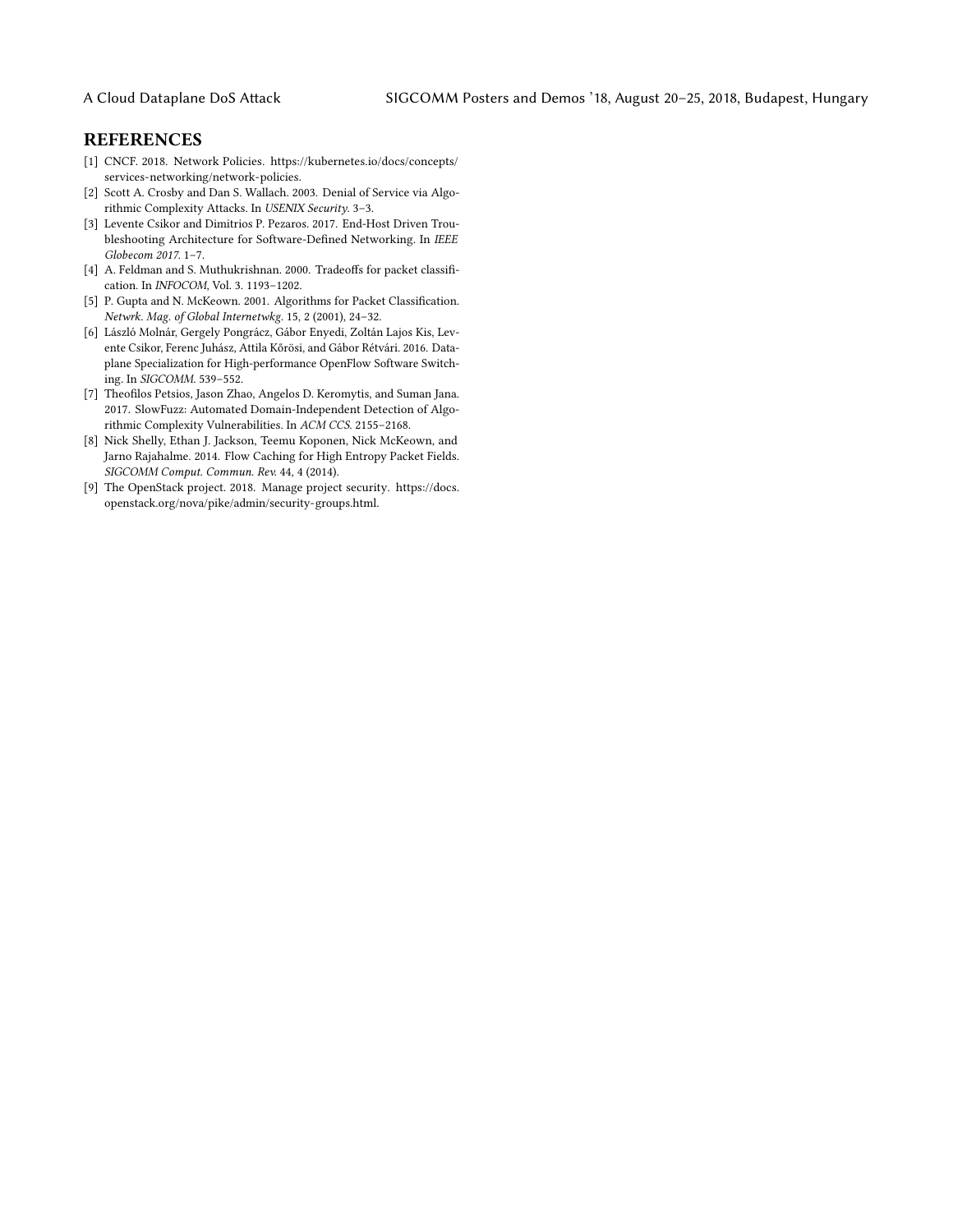## REFERENCES

[1] CNCF. 2018. Network Policies. https://kubernetes.io/docs/concepts/services-networking/network-policies.

[2] Scott A. Crosby and Dan S. Wallach. 2003. Denial of Service via Algorithmic Complexity Attacks. In *USENIX Security*. 3–3.

[3] Levente Csikor and Dimitrios P. Pezaros. 2017. End-Host Driven Troubleshooting Architecture for Software-Defined Networking. In *IEEE Globecom 2017*. 1–7.

[4] A. Feldman and S. Muthukrishnan. 2000. Tradeoffs for packet classification. In *INFOCOM*, Vol. 3. 1193–1202.

[5] P. Gupta and N. McKeown. 2001. Algorithms for Packet Classification. *Netwrk. Mag. of Global Internetwkg.* 15, 2 (2001), 24–32.

[6] László Molnár, Gergely Pongrácz, Gábor Enyedi, Zoltán Lajos Kis, Levente Csikor, Ferenc Juhász, Attila Kőrösi, and Gábor Rétvári. 2016. Dataplane Specialization for High-performance OpenFlow Software Switching. In *SIGCOMM*. 539–552.

[7] Theofilos Petsios, Jason Zhao, Angelos D. Keromytis, and Suman Jana. 2017. SlowFuzz: Automated Domain-Independent Detection of Algorithmic Complexity Vulnerabilities. In *ACM CCS*. 2155–2168.

[8] Nick Shelly, Ethan J. Jackson, Teemu Koponen, Nick McKeown, and Jarno Rajahalme. 2014. Flow Caching for High Entropy Packet Fields. *SIGCOMM Comput. Commun. Rev.* 44, 4 (2014).

[9] The OpenStack project. 2018. Manage project security. https://docs.openstack.org/nova/pike/admin/security-groups.html.